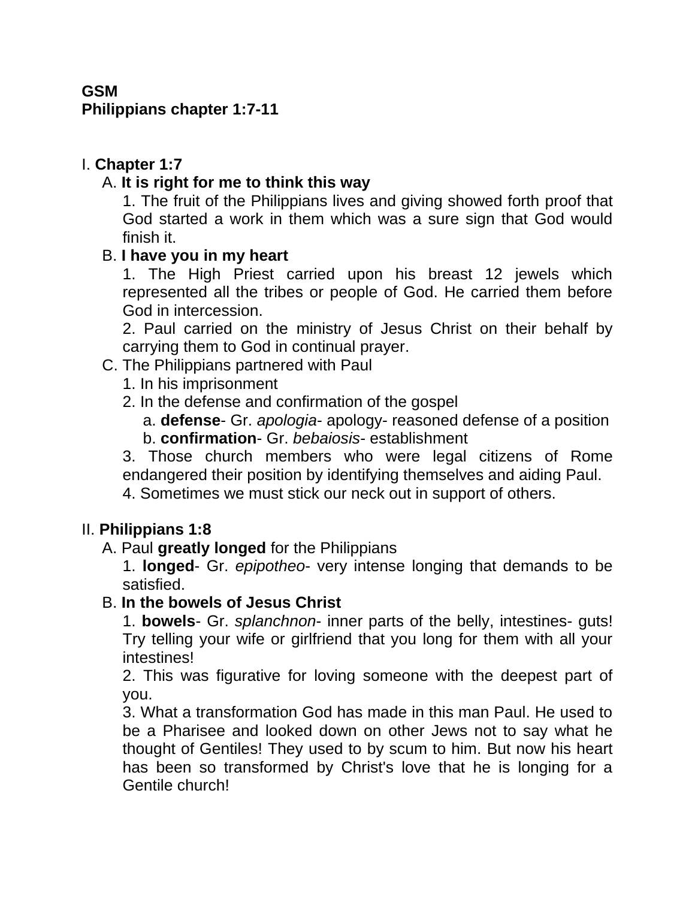**GSM**
**Philippians chapter 1:7-11**

I. **Chapter 1:7**

A. **It is right for me to think this way**

1. The fruit of the Philippians lives and giving showed forth proof that God started a work in them which was a sure sign that God would finish it.

B. **I have you in my heart**

1. The High Priest carried upon his breast 12 jewels which represented all the tribes or people of God. He carried them before God in intercession.

2. Paul carried on the ministry of Jesus Christ on their behalf by carrying them to God in continual prayer.

C. The Philippians partnered with Paul

1. In his imprisonment

2. In the defense and confirmation of the gospel

a. **defense**- Gr. *apologia*- apology- reasoned defense of a position

b. **confirmation**- Gr. *bebaiosis*- establishment

3. Those church members who were legal citizens of Rome endangered their position by identifying themselves and aiding Paul.

4. Sometimes we must stick our neck out in support of others.

II. **Philippians 1:8**

A. Paul **greatly longed** for the Philippians

1. **longed**- Gr. *epipotheo*- very intense longing that demands to be satisfied.

B. **In the bowels of Jesus Christ**

1. **bowels**- Gr. *splanchnon*- inner parts of the belly, intestines- guts! Try telling your wife or girlfriend that you long for them with all your intestines!

2. This was figurative for loving someone with the deepest part of you.

3. What a transformation God has made in this man Paul. He used to be a Pharisee and looked down on other Jews not to say what he thought of Gentiles! They used to by scum to him. But now his heart has been so transformed by Christ's love that he is longing for a Gentile church!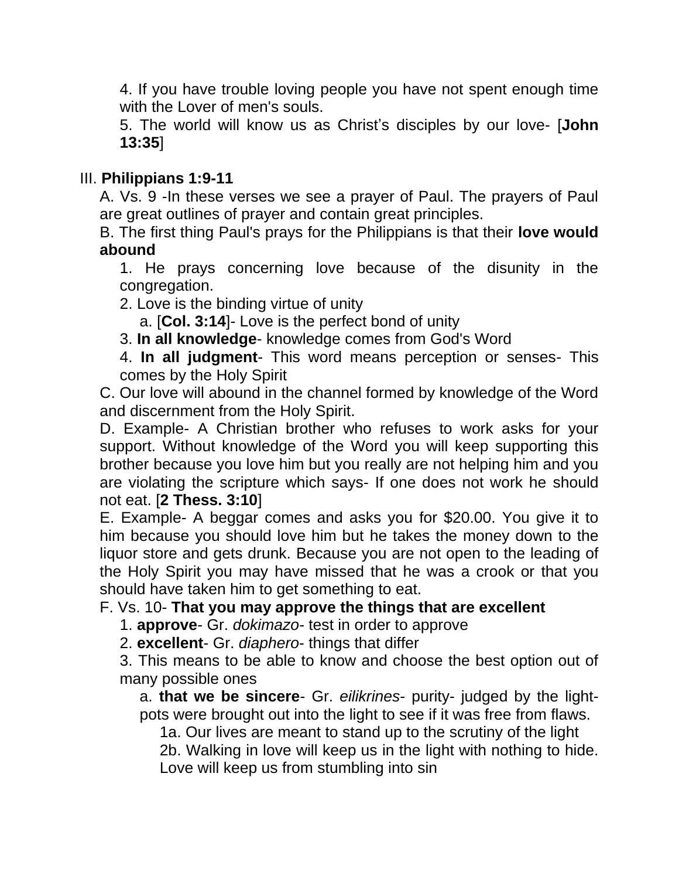4. If you have trouble loving people you have not spent enough time with the Lover of men's souls.

5. The world will know us as Christ's disciples by our love- [**John 13:35**]

III. **Philippians 1:9-11**

A. Vs. 9 -In these verses we see a prayer of Paul. The prayers of Paul are great outlines of prayer and contain great principles.

B. The first thing Paul's prays for the Philippians is that their **love would abound**

1. He prays concerning love because of the disunity in the congregation.

2. Love is the binding virtue of unity

a. [**Col. 3:14**]- Love is the perfect bond of unity

3. **In all knowledge**- knowledge comes from God's Word

4. **In all judgment**- This word means perception or senses- This comes by the Holy Spirit

C. Our love will abound in the channel formed by knowledge of the Word and discernment from the Holy Spirit.

D. Example- A Christian brother who refuses to work asks for your support. Without knowledge of the Word you will keep supporting this brother because you love him but you really are not helping him and you are violating the scripture which says- If one does not work he should not eat. [**2 Thess. 3:10**]

E. Example- A beggar comes and asks you for $20.00. You give it to him because you should love him but he takes the money down to the liquor store and gets drunk. Because you are not open to the leading of the Holy Spirit you may have missed that he was a crook or that you should have taken him to get something to eat.

F. Vs. 10- **That you may approve the things that are excellent**

1. **approve**- Gr. *dokimazo*- test in order to approve

2. **excellent**- Gr. *diaphero*- things that differ

3. This means to be able to know and choose the best option out of many possible ones

a. **that we be sincere**- Gr. *eilikrines*- purity- judged by the light- pots were brought out into the light to see if it was free from flaws.

1a. Our lives are meant to stand up to the scrutiny of the light

2b. Walking in love will keep us in the light with nothing to hide. Love will keep us from stumbling into sin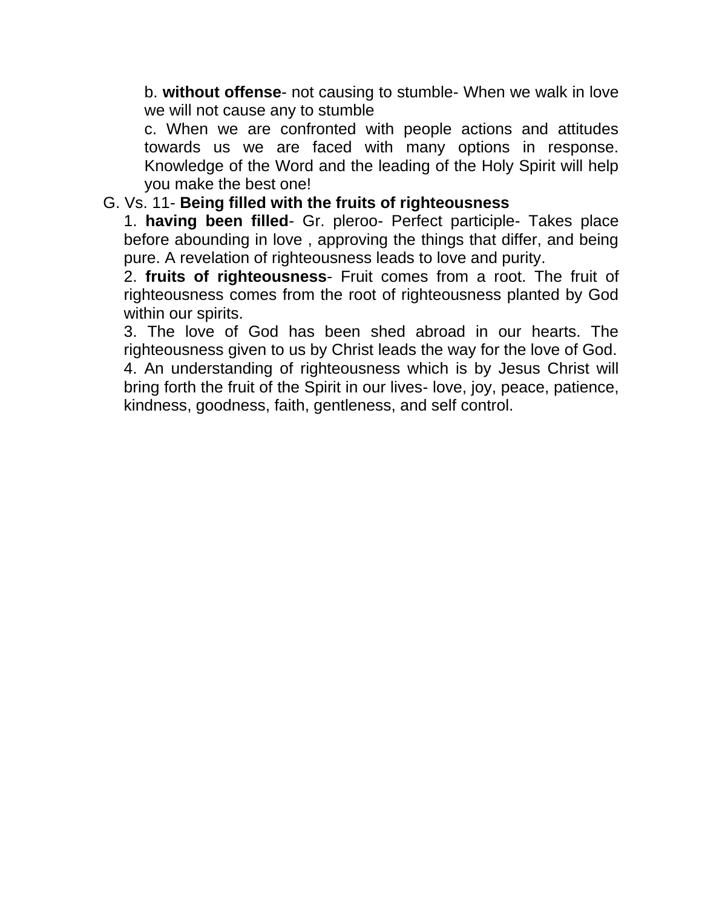b. **without offense**- not causing to stumble- When we walk in love we will not cause any to stumble

c. When we are confronted with people actions and attitudes towards us we are faced with many options in response. Knowledge of the Word and the leading of the Holy Spirit will help you make the best one!

G. Vs. 11- **Being filled with the fruits of righteousness**

1. **having been filled**- Gr. pleroo- Perfect participle- Takes place before abounding in love , approving the things that differ, and being pure. A revelation of righteousness leads to love and purity.

2. **fruits of righteousness**- Fruit comes from a root. The fruit of righteousness comes from the root of righteousness planted by God within our spirits.

3. The love of God has been shed abroad in our hearts. The righteousness given to us by Christ leads the way for the love of God.

4. An understanding of righteousness which is by Jesus Christ will bring forth the fruit of the Spirit in our lives- love, joy, peace, patience, kindness, goodness, faith, gentleness, and self control.